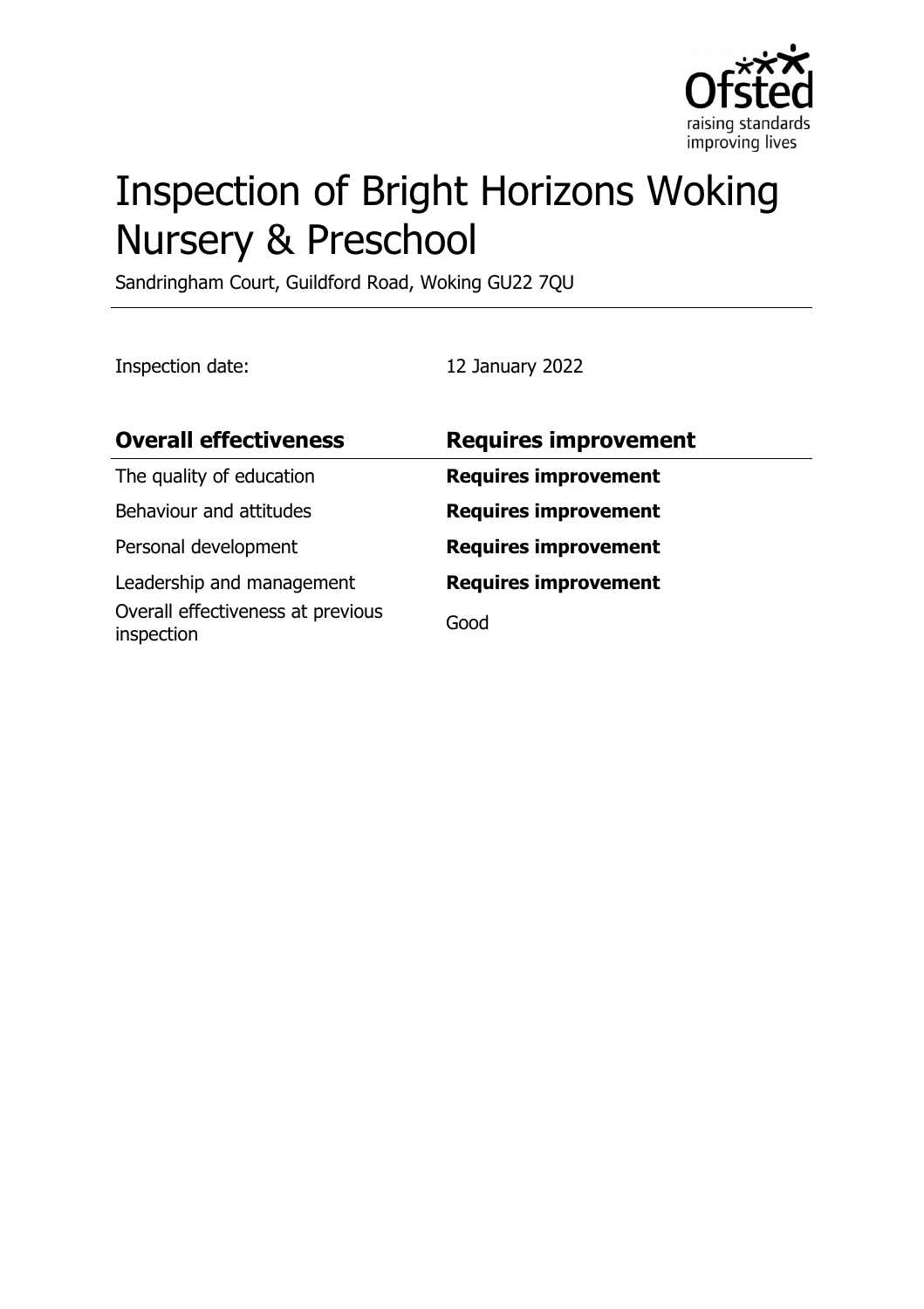# Inspection of Bright Horizons Woking Nursery & Preschool

Sandringham Court, Guildford Road, Woking GU22 7QU

Inspection date: 12 January 2022

| Overall effectiveness | Requires improvement |
|---|---|
| The quality of education | **Requires improvement** |
| Behaviour and attitudes | **Requires improvement** |
| Personal development | **Requires improvement** |
| Leadership and management | **Requires improvement** |
| Overall effectiveness at previous inspection | Good |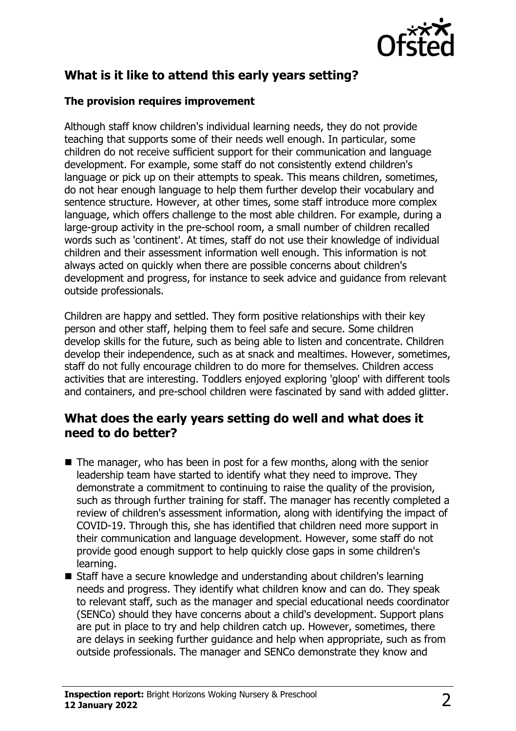## What is it like to attend this early years setting?

### The provision requires improvement

Although staff know children's individual learning needs, they do not provide teaching that supports some of their needs well enough. In particular, some children do not receive sufficient support for their communication and language development. For example, some staff do not consistently extend children's language or pick up on their attempts to speak. This means children, sometimes, do not hear enough language to help them further develop their vocabulary and sentence structure. However, at other times, some staff introduce more complex language, which offers challenge to the most able children. For example, during a large-group activity in the pre-school room, a small number of children recalled words such as 'continent'. At times, staff do not use their knowledge of individual children and their assessment information well enough. This information is not always acted on quickly when there are possible concerns about children's development and progress, for instance to seek advice and guidance from relevant outside professionals.

Children are happy and settled. They form positive relationships with their key person and other staff, helping them to feel safe and secure. Some children develop skills for the future, such as being able to listen and concentrate. Children develop their independence, such as at snack and mealtimes. However, sometimes, staff do not fully encourage children to do more for themselves. Children access activities that are interesting. Toddlers enjoyed exploring 'gloop' with different tools and containers, and pre-school children were fascinated by sand with added glitter.

## What does the early years setting do well and what does it need to do better?

- The manager, who has been in post for a few months, along with the senior leadership team have started to identify what they need to improve. They demonstrate a commitment to continuing to raise the quality of the provision, such as through further training for staff. The manager has recently completed a review of children's assessment information, along with identifying the impact of COVID-19. Through this, she has identified that children need more support in their communication and language development. However, some staff do not provide good enough support to help quickly close gaps in some children's learning.
- Staff have a secure knowledge and understanding about children's learning needs and progress. They identify what children know and can do. They speak to relevant staff, such as the manager and special educational needs coordinator (SENCo) should they have concerns about a child's development. Support plans are put in place to try and help children catch up. However, sometimes, there are delays in seeking further guidance and help when appropriate, such as from outside professionals. The manager and SENCo demonstrate they know and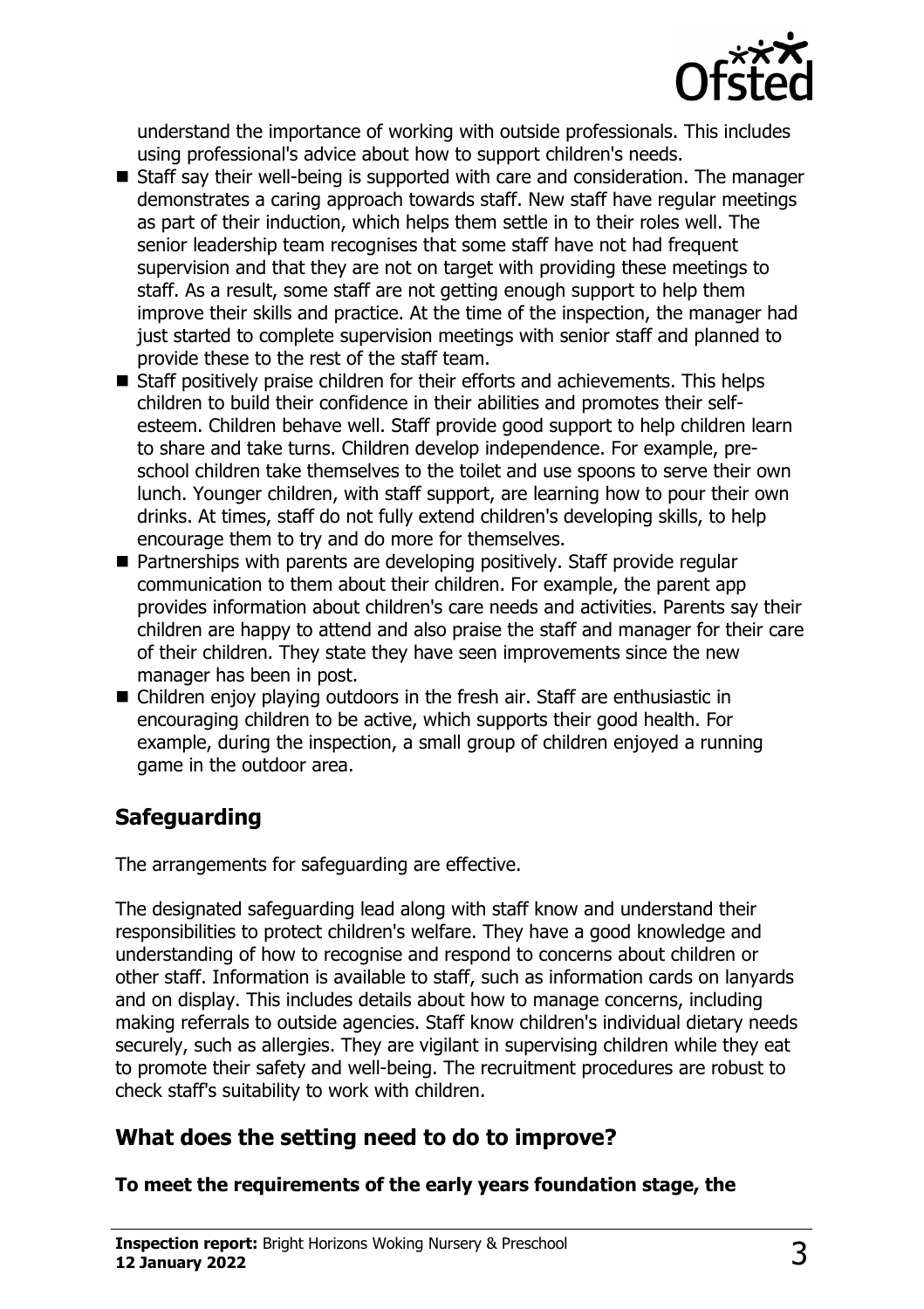understand the importance of working with outside professionals. This includes using professional's advice about how to support children's needs.

- Staff say their well-being is supported with care and consideration. The manager demonstrates a caring approach towards staff. New staff have regular meetings as part of their induction, which helps them settle in to their roles well. The senior leadership team recognises that some staff have not had frequent supervision and that they are not on target with providing these meetings to staff. As a result, some staff are not getting enough support to help them improve their skills and practice. At the time of the inspection, the manager had just started to complete supervision meetings with senior staff and planned to provide these to the rest of the staff team.
- Staff positively praise children for their efforts and achievements. This helps children to build their confidence in their abilities and promotes their self-esteem. Children behave well. Staff provide good support to help children learn to share and take turns. Children develop independence. For example, pre-school children take themselves to the toilet and use spoons to serve their own lunch. Younger children, with staff support, are learning how to pour their own drinks. At times, staff do not fully extend children's developing skills, to help encourage them to try and do more for themselves.
- Partnerships with parents are developing positively. Staff provide regular communication to them about their children. For example, the parent app provides information about children's care needs and activities. Parents say their children are happy to attend and also praise the staff and manager for their care of their children. They state they have seen improvements since the new manager has been in post.
- Children enjoy playing outdoors in the fresh air. Staff are enthusiastic in encouraging children to be active, which supports their good health. For example, during the inspection, a small group of children enjoyed a running game in the outdoor area.

## Safeguarding

The arrangements for safeguarding are effective.

The designated safeguarding lead along with staff know and understand their responsibilities to protect children's welfare. They have a good knowledge and understanding of how to recognise and respond to concerns about children or other staff. Information is available to staff, such as information cards on lanyards and on display. This includes details about how to manage concerns, including making referrals to outside agencies. Staff know children's individual dietary needs securely, such as allergies. They are vigilant in supervising children while they eat to promote their safety and well-being. The recruitment procedures are robust to check staff's suitability to work with children.

## What does the setting need to do to improve?

**To meet the requirements of the early years foundation stage, the**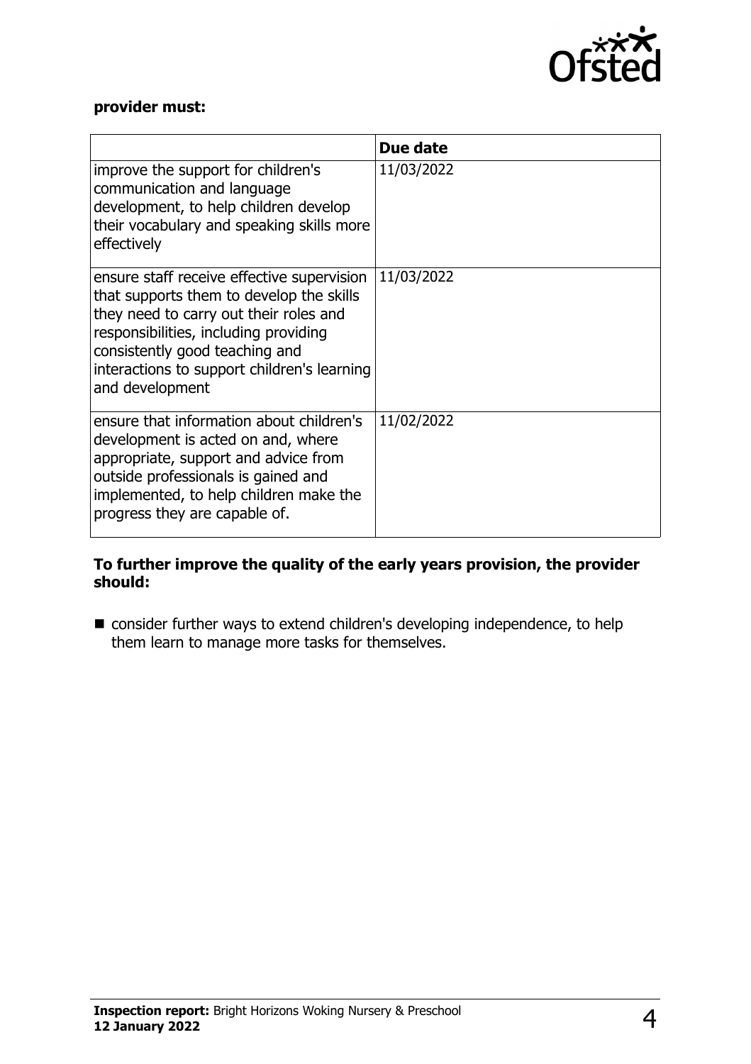**provider must:**

| | Due date |
|---|---|
| improve the support for children's communication and language development, to help children develop their vocabulary and speaking skills more effectively | 11/03/2022 |
| ensure staff receive effective supervision that supports them to develop the skills they need to carry out their roles and responsibilities, including providing consistently good teaching and interactions to support children's learning and development | 11/03/2022 |
| ensure that information about children's development is acted on and, where appropriate, support and advice from outside professionals is gained and implemented, to help children make the progress they are capable of. | 11/02/2022 |

**To further improve the quality of the early years provision, the provider should:**

- consider further ways to extend children's developing independence, to help them learn to manage more tasks for themselves.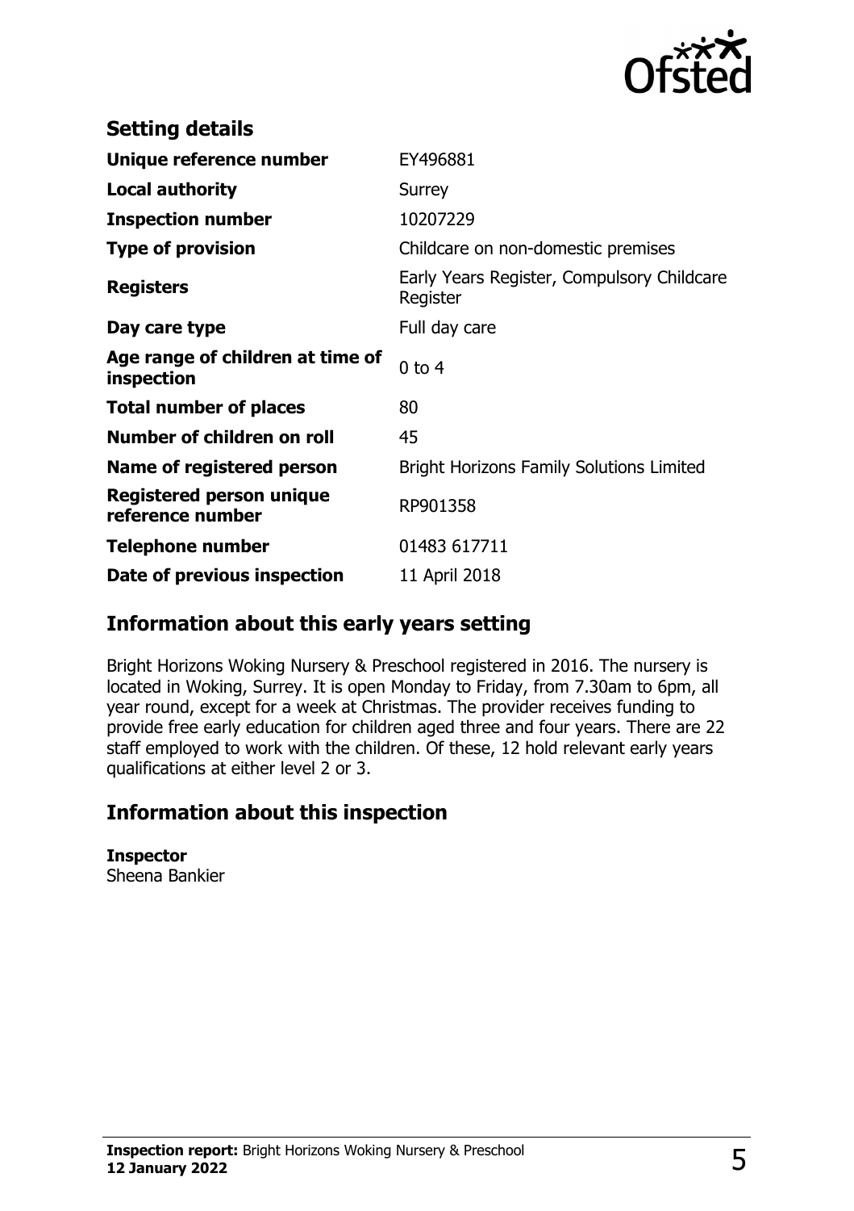## Setting details

| | |
|---|---|
| **Unique reference number** | EY496881 |
| **Local authority** | Surrey |
| **Inspection number** | 10207229 |
| **Type of provision** | Childcare on non-domestic premises |
| **Registers** | Early Years Register, Compulsory Childcare Register |
| **Day care type** | Full day care |
| **Age range of children at time of inspection** | 0 to 4 |
| **Total number of places** | 80 |
| **Number of children on roll** | 45 |
| **Name of registered person** | Bright Horizons Family Solutions Limited |
| **Registered person unique reference number** | RP901358 |
| **Telephone number** | 01483 617711 |
| **Date of previous inspection** | 11 April 2018 |

## Information about this early years setting

Bright Horizons Woking Nursery & Preschool registered in 2016. The nursery is located in Woking, Surrey. It is open Monday to Friday, from 7.30am to 6pm, all year round, except for a week at Christmas. The provider receives funding to provide free early education for children aged three and four years. There are 22 staff employed to work with the children. Of these, 12 hold relevant early years qualifications at either level 2 or 3.

## Information about this inspection

**Inspector**
Sheena Bankier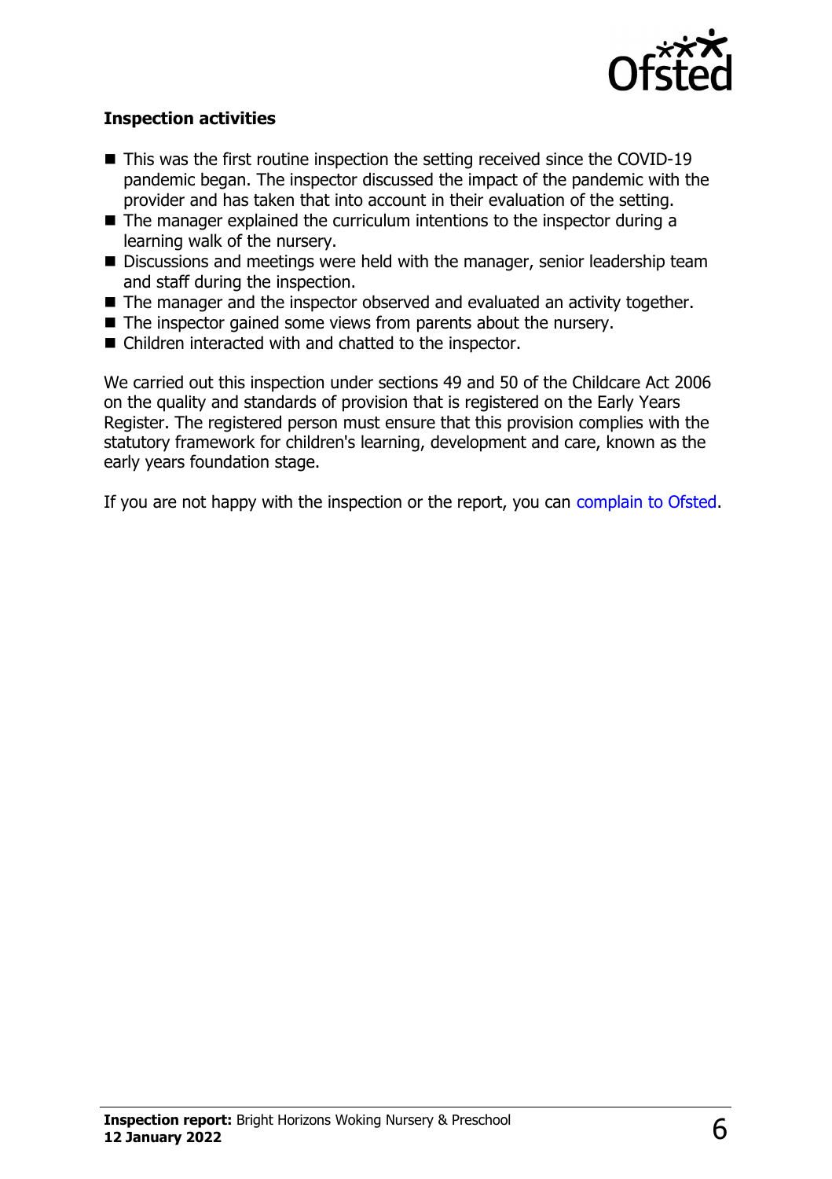### Inspection activities

- This was the first routine inspection the setting received since the COVID-19 pandemic began. The inspector discussed the impact of the pandemic with the provider and has taken that into account in their evaluation of the setting.
- The manager explained the curriculum intentions to the inspector during a learning walk of the nursery.
- Discussions and meetings were held with the manager, senior leadership team and staff during the inspection.
- The manager and the inspector observed and evaluated an activity together.
- The inspector gained some views from parents about the nursery.
- Children interacted with and chatted to the inspector.

We carried out this inspection under sections 49 and 50 of the Childcare Act 2006 on the quality and standards of provision that is registered on the Early Years Register. The registered person must ensure that this provision complies with the statutory framework for children's learning, development and care, known as the early years foundation stage.

If you are not happy with the inspection or the report, you can complain to Ofsted.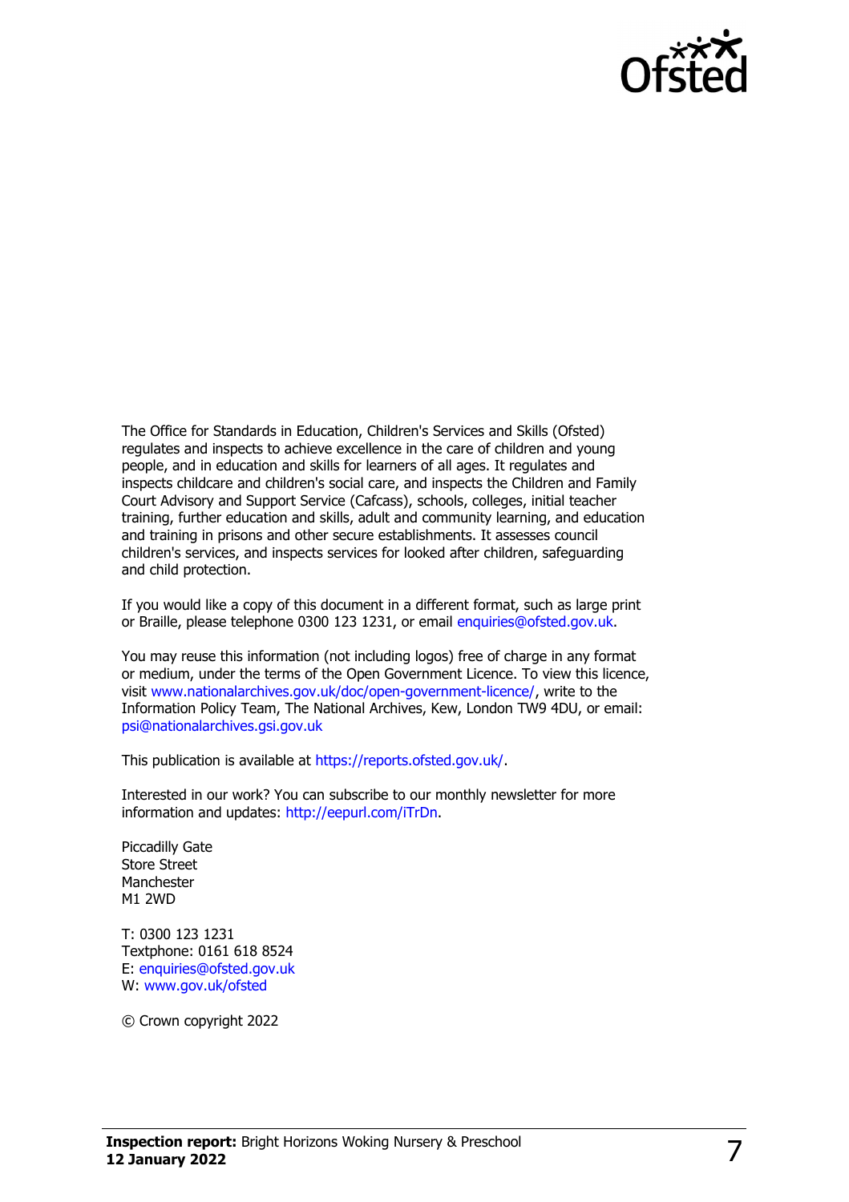The Office for Standards in Education, Children's Services and Skills (Ofsted) regulates and inspects to achieve excellence in the care of children and young people, and in education and skills for learners of all ages. It regulates and inspects childcare and children's social care, and inspects the Children and Family Court Advisory and Support Service (Cafcass), schools, colleges, initial teacher training, further education and skills, adult and community learning, and education and training in prisons and other secure establishments. It assesses council children's services, and inspects services for looked after children, safeguarding and child protection.

If you would like a copy of this document in a different format, such as large print or Braille, please telephone 0300 123 1231, or email enquiries@ofsted.gov.uk.

You may reuse this information (not including logos) free of charge in any format or medium, under the terms of the Open Government Licence. To view this licence, visit www.nationalarchives.gov.uk/doc/open-government-licence/, write to the Information Policy Team, The National Archives, Kew, London TW9 4DU, or email: psi@nationalarchives.gsi.gov.uk

This publication is available at https://reports.ofsted.gov.uk/.

Interested in our work? You can subscribe to our monthly newsletter for more information and updates: http://eepurl.com/iTrDn.

Piccadilly Gate
Store Street
Manchester
M1 2WD

T: 0300 123 1231
Textphone: 0161 618 8524
E: enquiries@ofsted.gov.uk
W: www.gov.uk/ofsted

© Crown copyright 2022